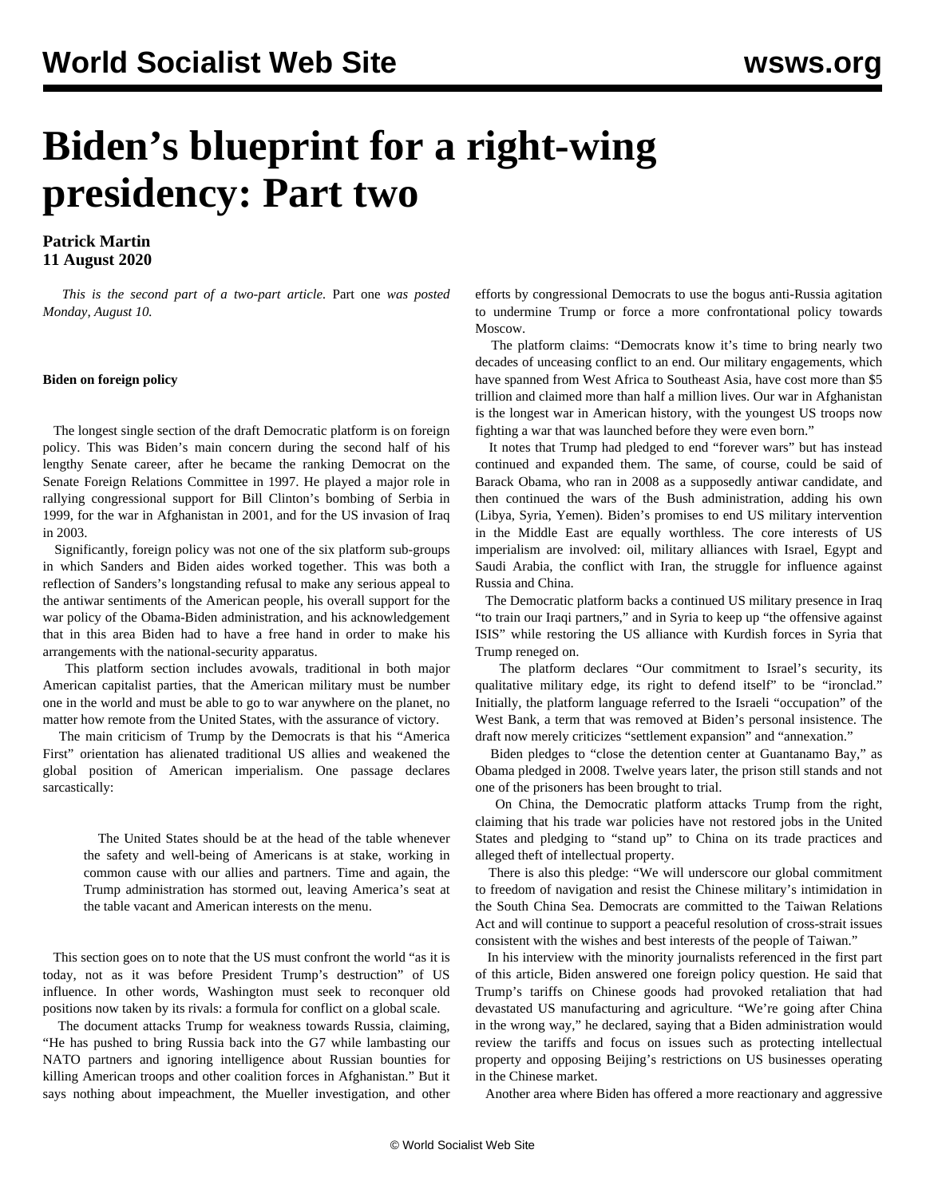# Biden's blueprint for a right-wing presidency: Part two

**Patrick Martin**
**11 August 2020**

*This is the second part of a two-part article.* Part one *was posted Monday, August 10.*

**Biden on foreign policy**

The longest single section of the draft Democratic platform is on foreign policy. This was Biden's main concern during the second half of his lengthy Senate career, after he became the ranking Democrat on the Senate Foreign Relations Committee in 1997. He played a major role in rallying congressional support for Bill Clinton's bombing of Serbia in 1999, for the war in Afghanistan in 2001, and for the US invasion of Iraq in 2003.

Significantly, foreign policy was not one of the six platform sub-groups in which Sanders and Biden aides worked together. This was both a reflection of Sanders's longstanding refusal to make any serious appeal to the antiwar sentiments of the American people, his overall support for the war policy of the Obama-Biden administration, and his acknowledgement that in this area Biden had to have a free hand in order to make his arrangements with the national-security apparatus.

This platform section includes avowals, traditional in both major American capitalist parties, that the American military must be number one in the world and must be able to go to war anywhere on the planet, no matter how remote from the United States, with the assurance of victory.

The main criticism of Trump by the Democrats is that his "America First" orientation has alienated traditional US allies and weakened the global position of American imperialism. One passage declares sarcastically:

> The United States should be at the head of the table whenever the safety and well-being of Americans is at stake, working in common cause with our allies and partners. Time and again, the Trump administration has stormed out, leaving America's seat at the table vacant and American interests on the menu.

This section goes on to note that the US must confront the world "as it is today, not as it was before President Trump's destruction" of US influence. In other words, Washington must seek to reconquer old positions now taken by its rivals: a formula for conflict on a global scale.

The document attacks Trump for weakness towards Russia, claiming, "He has pushed to bring Russia back into the G7 while lambasting our NATO partners and ignoring intelligence about Russian bounties for killing American troops and other coalition forces in Afghanistan." But it says nothing about impeachment, the Mueller investigation, and other efforts by congressional Democrats to use the bogus anti-Russia agitation to undermine Trump or force a more confrontational policy towards Moscow.

The platform claims: "Democrats know it's time to bring nearly two decades of unceasing conflict to an end. Our military engagements, which have spanned from West Africa to Southeast Asia, have cost more than $5 trillion and claimed more than half a million lives. Our war in Afghanistan is the longest war in American history, with the youngest US troops now fighting a war that was launched before they were even born."

It notes that Trump had pledged to end "forever wars" but has instead continued and expanded them. The same, of course, could be said of Barack Obama, who ran in 2008 as a supposedly antiwar candidate, and then continued the wars of the Bush administration, adding his own (Libya, Syria, Yemen). Biden's promises to end US military intervention in the Middle East are equally worthless. The core interests of US imperialism are involved: oil, military alliances with Israel, Egypt and Saudi Arabia, the conflict with Iran, the struggle for influence against Russia and China.

The Democratic platform backs a continued US military presence in Iraq "to train our Iraqi partners," and in Syria to keep up "the offensive against ISIS" while restoring the US alliance with Kurdish forces in Syria that Trump reneged on.

The platform declares "Our commitment to Israel's security, its qualitative military edge, its right to defend itself" to be "ironclad." Initially, the platform language referred to the Israeli "occupation" of the West Bank, a term that was removed at Biden's personal insistence. The draft now merely criticizes "settlement expansion" and "annexation."

Biden pledges to "close the detention center at Guantanamo Bay," as Obama pledged in 2008. Twelve years later, the prison still stands and not one of the prisoners has been brought to trial.

On China, the Democratic platform attacks Trump from the right, claiming that his trade war policies have not restored jobs in the United States and pledging to "stand up" to China on its trade practices and alleged theft of intellectual property.

There is also this pledge: "We will underscore our global commitment to freedom of navigation and resist the Chinese military's intimidation in the South China Sea. Democrats are committed to the Taiwan Relations Act and will continue to support a peaceful resolution of cross-strait issues consistent with the wishes and best interests of the people of Taiwan."

In his interview with the minority journalists referenced in the first part of this article, Biden answered one foreign policy question. He said that Trump's tariffs on Chinese goods had provoked retaliation that had devastated US manufacturing and agriculture. "We're going after China in the wrong way," he declared, saying that a Biden administration would review the tariffs and focus on issues such as protecting intellectual property and opposing Beijing's restrictions on US businesses operating in the Chinese market.

Another area where Biden has offered a more reactionary and aggressive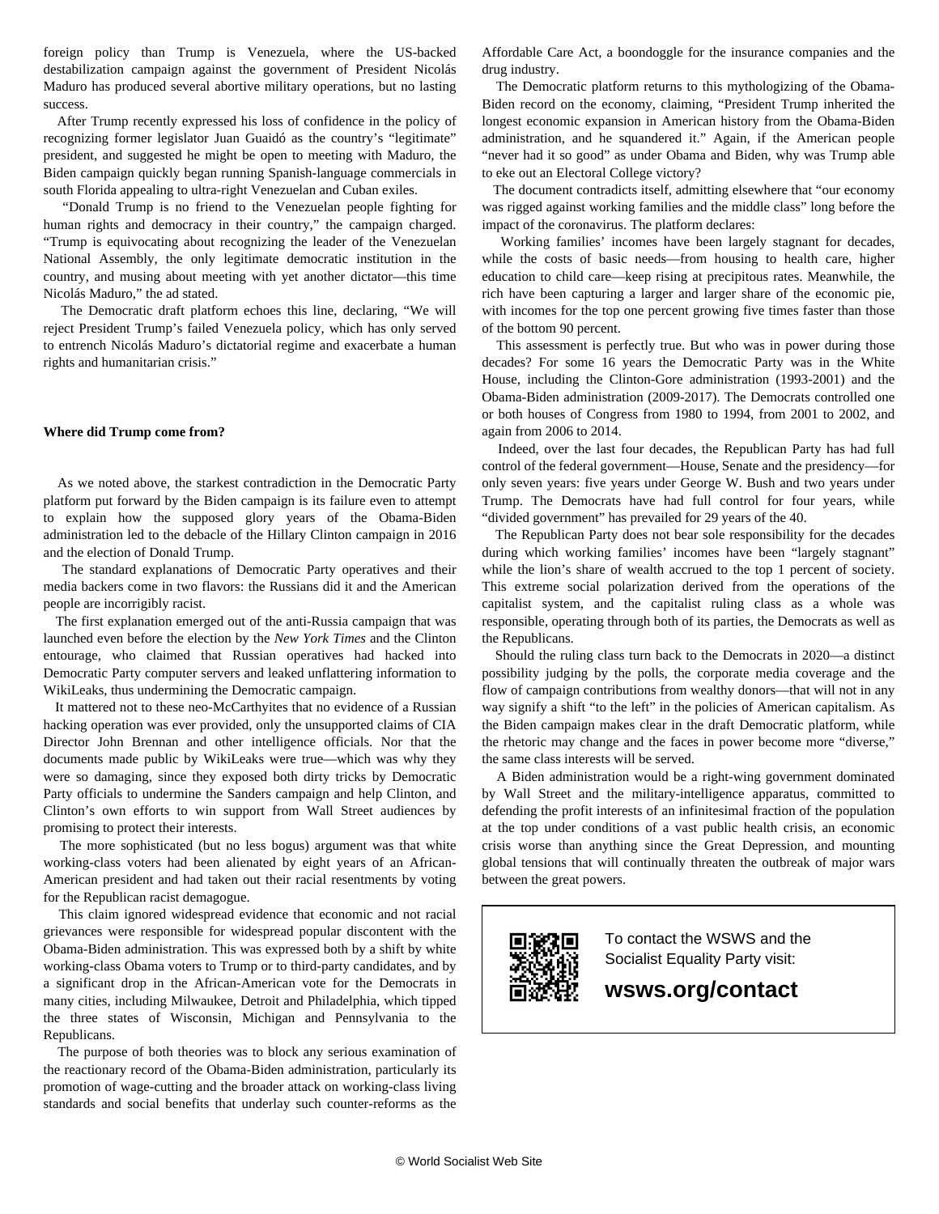foreign policy than Trump is Venezuela, where the US-backed destabilization campaign against the government of President Nicolás Maduro has produced several abortive military operations, but no lasting success.

After Trump recently expressed his loss of confidence in the policy of recognizing former legislator Juan Guaidó as the country's "legitimate" president, and suggested he might be open to meeting with Maduro, the Biden campaign quickly began running Spanish-language commercials in south Florida appealing to ultra-right Venezuelan and Cuban exiles.

"Donald Trump is no friend to the Venezuelan people fighting for human rights and democracy in their country," the campaign charged. "Trump is equivocating about recognizing the leader of the Venezuelan National Assembly, the only legitimate democratic institution in the country, and musing about meeting with yet another dictator—this time Nicolás Maduro," the ad stated.

The Democratic draft platform echoes this line, declaring, "We will reject President Trump's failed Venezuela policy, which has only served to entrench Nicolás Maduro's dictatorial regime and exacerbate a human rights and humanitarian crisis."

**Where did Trump come from?**

As we noted above, the starkest contradiction in the Democratic Party platform put forward by the Biden campaign is its failure even to attempt to explain how the supposed glory years of the Obama-Biden administration led to the debacle of the Hillary Clinton campaign in 2016 and the election of Donald Trump.

The standard explanations of Democratic Party operatives and their media backers come in two flavors: the Russians did it and the American people are incorrigibly racist.

The first explanation emerged out of the anti-Russia campaign that was launched even before the election by the *New York Times* and the Clinton entourage, who claimed that Russian operatives had hacked into Democratic Party computer servers and leaked unflattering information to WikiLeaks, thus undermining the Democratic campaign.

It mattered not to these neo-McCarthyites that no evidence of a Russian hacking operation was ever provided, only the unsupported claims of CIA Director John Brennan and other intelligence officials. Nor that the documents made public by WikiLeaks were true—which was why they were so damaging, since they exposed both dirty tricks by Democratic Party officials to undermine the Sanders campaign and help Clinton, and Clinton's own efforts to win support from Wall Street audiences by promising to protect their interests.

The more sophisticated (but no less bogus) argument was that white working-class voters had been alienated by eight years of an African-American president and had taken out their racial resentments by voting for the Republican racist demagogue.

This claim ignored widespread evidence that economic and not racial grievances were responsible for widespread popular discontent with the Obama-Biden administration. This was expressed both by a shift by white working-class Obama voters to Trump or to third-party candidates, and by a significant drop in the African-American vote for the Democrats in many cities, including Milwaukee, Detroit and Philadelphia, which tipped the three states of Wisconsin, Michigan and Pennsylvania to the Republicans.

The purpose of both theories was to block any serious examination of the reactionary record of the Obama-Biden administration, particularly its promotion of wage-cutting and the broader attack on working-class living standards and social benefits that underlay such counter-reforms as the Affordable Care Act, a boondoggle for the insurance companies and the drug industry.

The Democratic platform returns to this mythologizing of the Obama-Biden record on the economy, claiming, "President Trump inherited the longest economic expansion in American history from the Obama-Biden administration, and he squandered it." Again, if the American people "never had it so good" as under Obama and Biden, why was Trump able to eke out an Electoral College victory?

The document contradicts itself, admitting elsewhere that "our economy was rigged against working families and the middle class" long before the impact of the coronavirus. The platform declares:

Working families' incomes have been largely stagnant for decades, while the costs of basic needs—from housing to health care, higher education to child care—keep rising at precipitous rates. Meanwhile, the rich have been capturing a larger and larger share of the economic pie, with incomes for the top one percent growing five times faster than those of the bottom 90 percent.

This assessment is perfectly true. But who was in power during those decades? For some 16 years the Democratic Party was in the White House, including the Clinton-Gore administration (1993-2001) and the Obama-Biden administration (2009-2017). The Democrats controlled one or both houses of Congress from 1980 to 1994, from 2001 to 2002, and again from 2006 to 2014.

Indeed, over the last four decades, the Republican Party has had full control of the federal government—House, Senate and the presidency—for only seven years: five years under George W. Bush and two years under Trump. The Democrats have had full control for four years, while "divided government" has prevailed for 29 years of the 40.

The Republican Party does not bear sole responsibility for the decades during which working families' incomes have been "largely stagnant" while the lion's share of wealth accrued to the top 1 percent of society. This extreme social polarization derived from the operations of the capitalist system, and the capitalist ruling class as a whole was responsible, operating through both of its parties, the Democrats as well as the Republicans.

Should the ruling class turn back to the Democrats in 2020—a distinct possibility judging by the polls, the corporate media coverage and the flow of campaign contributions from wealthy donors—that will not in any way signify a shift "to the left" in the policies of American capitalism. As the Biden campaign makes clear in the draft Democratic platform, while the rhetoric may change and the faces in power become more "diverse," the same class interests will be served.

A Biden administration would be a right-wing government dominated by Wall Street and the military-intelligence apparatus, committed to defending the profit interests of an infinitesimal fraction of the population at the top under conditions of a vast public health crisis, an economic crisis worse than anything since the Great Depression, and mounting global tensions that will continually threaten the outbreak of major wars between the great powers.

To contact the WSWS and the Socialist Equality Party visit:

**wsws.org/contact**